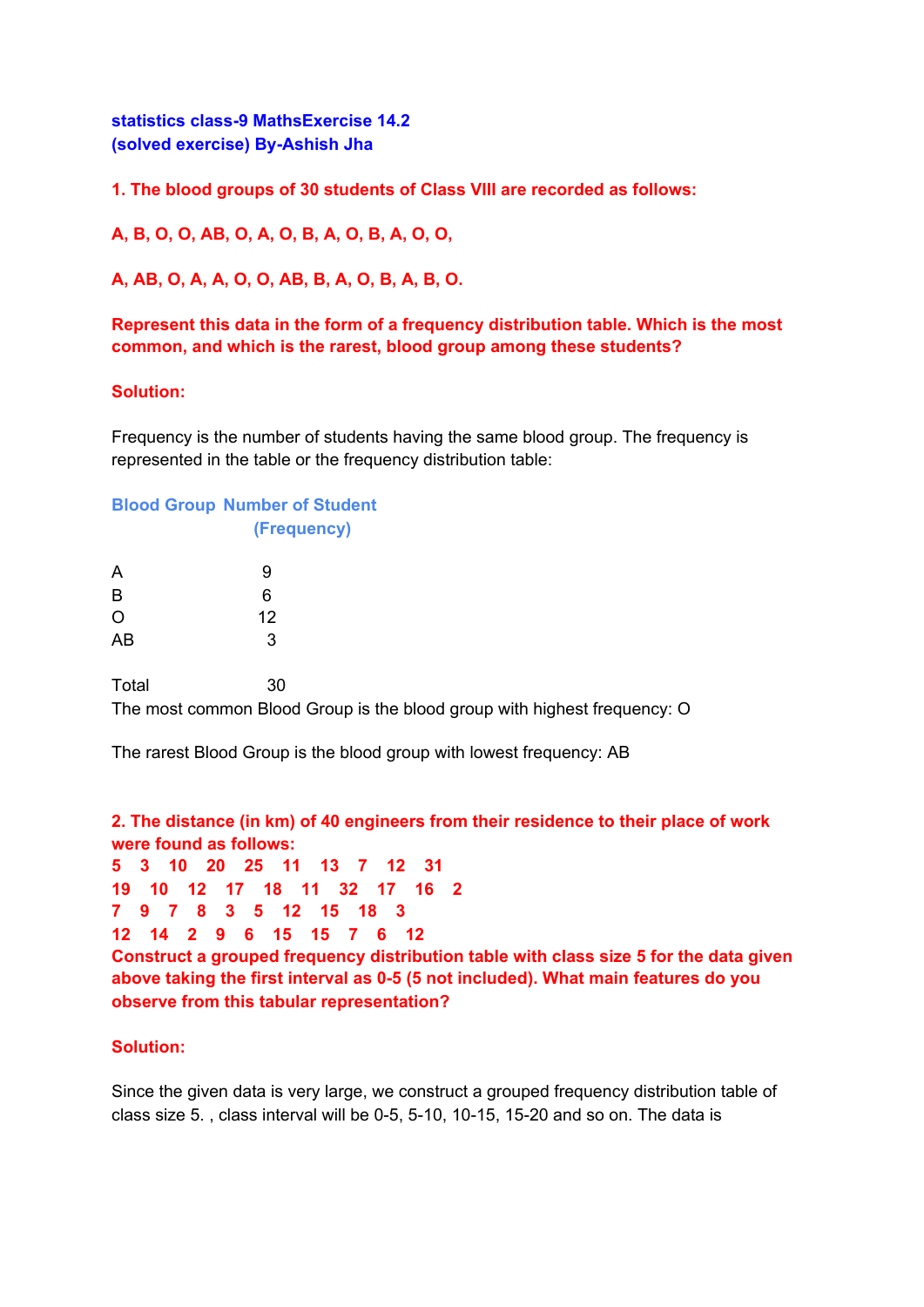**statistics class-9 MathsExercise 14.2**
**(solved exercise) By-Ashish Jha**

**1. The blood groups of 30 students of Class VIII are recorded as follows:**

**A, B, O, O, AB, O, A, O, B, A, O, B, A, O, O,**

**A, AB, O, A, A, O, O, AB, B, A, O, B, A, B, O.**

**Represent this data in the form of a frequency distribution table. Which is the most common, and which is the rarest, blood group among these students?**

**Solution:**

Frequency is the number of students having the same blood group. The frequency is represented in the table or the frequency distribution table:

| Blood Group | Number of Student (Frequency) |
|---|---|
| A | 9 |
| B | 6 |
| O | 12 |
| AB | 3 |
| Total | 30 |

The most common Blood Group is the blood group with highest frequency: O

The rarest Blood Group is the blood group with lowest frequency: AB

**2. The distance (in km) of 40 engineers from their residence to their place of work were found as follows:**

**5 3 10 20 25 11 13 7 12 31**
**19 10 12 17 18 11 32 17 16 2**
**7 9 7 8 3 5 12 15 18 3**
**12 14 2 9 6 15 15 7 6 12**

**Construct a grouped frequency distribution table with class size 5 for the data given above taking the first interval as 0-5 (5 not included). What main features do you observe from this tabular representation?**

**Solution:**

Since the given data is very large, we construct a grouped frequency distribution table of class size 5. , class interval will be 0-5, 5-10, 10-15, 15-20 and so on. The data is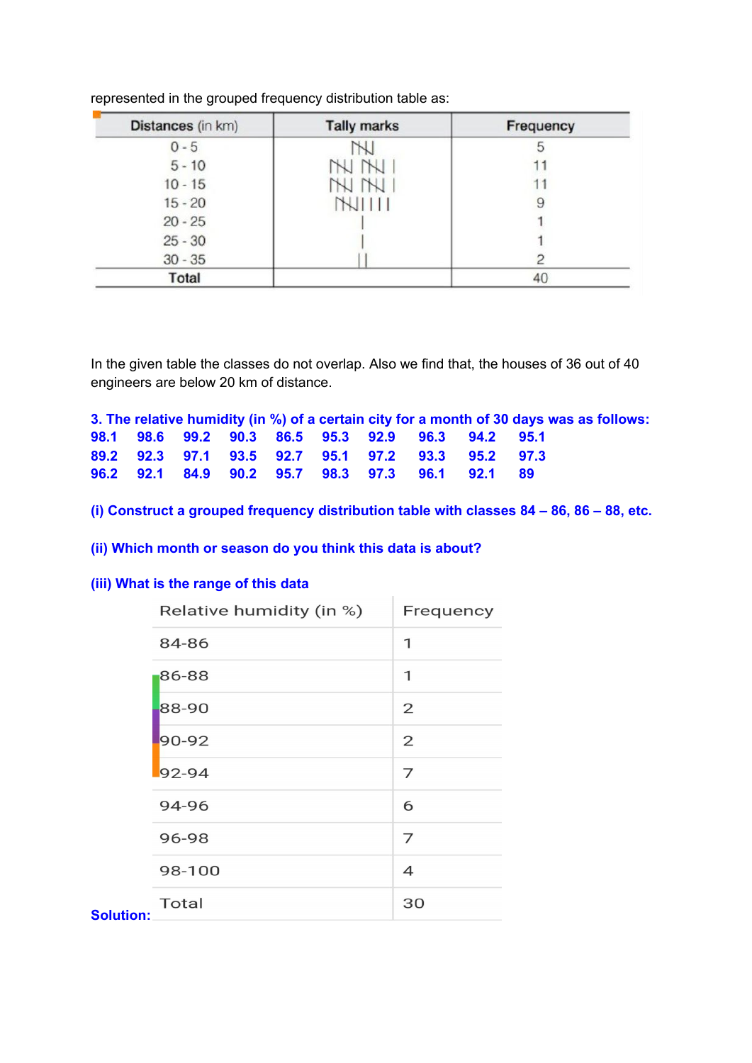represented in the grouped frequency distribution table as:

| Distances (in km) | Tally marks | Frequency |
|---|---|---|
| 0 - 5 | 𝍸 | 5 |
| 5 - 10 | 𝍸 𝍸 \| | 11 |
| 10 - 15 | 𝍸 𝍸 \| | 11 |
| 15 - 20 | 𝍸 \|\|\|\| | 9 |
| 20 - 25 | \| | 1 |
| 25 - 30 | \| | 1 |
| 30 - 35 | \|\| | 2 |
| **Total** | | 40 |

In the given table the classes do not overlap. Also we find that, the houses of 36 out of 40 engineers are below 20 km of distance.

**3. The relative humidity (in %) of a certain city for a month of 30 days was as follows:**

**98.1 98.6 99.2 90.3 86.5 95.3 92.9 96.3 94.2 95.1**
**89.2 92.3 97.1 93.5 92.7 95.1 97.2 93.3 95.2 97.3**
**96.2 92.1 84.9 90.2 95.7 98.3 97.3 96.1 92.1 89**

**(i) Construct a grouped frequency distribution table with classes 84 – 86, 86 – 88, etc.**

**(ii) Which month or season do you think this data is about?**

**(iii) What is the range of this data**

**Solution:**

| Relative humidity (in %) | Frequency |
|---|---|
| 84-86 | 1 |
| 86-88 | 1 |
| 88-90 | 2 |
| 90-92 | 2 |
| 92-94 | 7 |
| 94-96 | 6 |
| 96-98 | 7 |
| 98-100 | 4 |
| Total | 30 |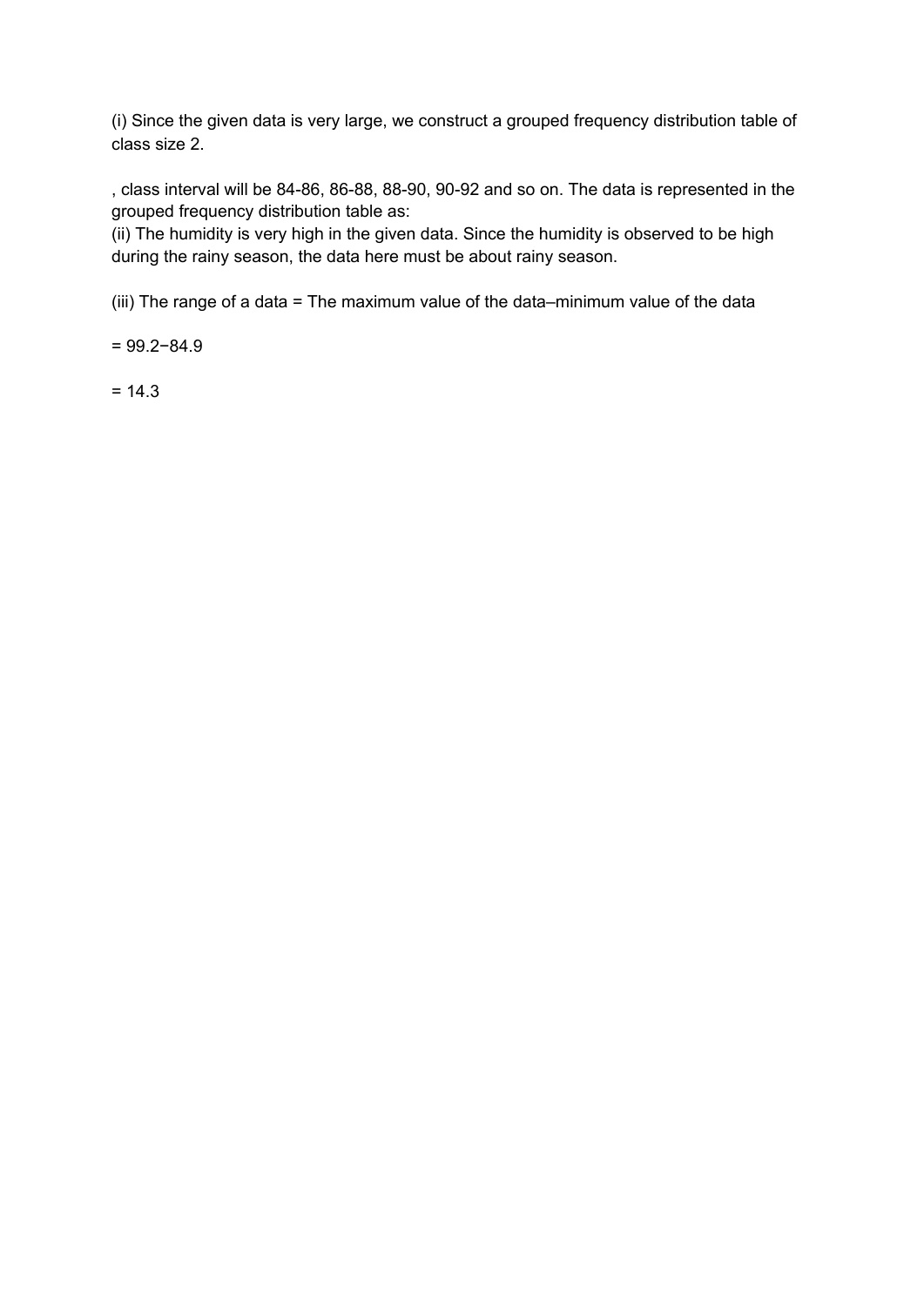(i) Since the given data is very large, we construct a grouped frequency distribution table of class size 2.

, class interval will be 84-86, 86-88, 88-90, 90-92 and so on. The data is represented in the grouped frequency distribution table as:

(ii) The humidity is very high in the given data. Since the humidity is observed to be high during the rainy season, the data here must be about rainy season.

(iii) The range of a data = The maximum value of the data–minimum value of the data

= $99.2 - 84.9$

= $14.3$